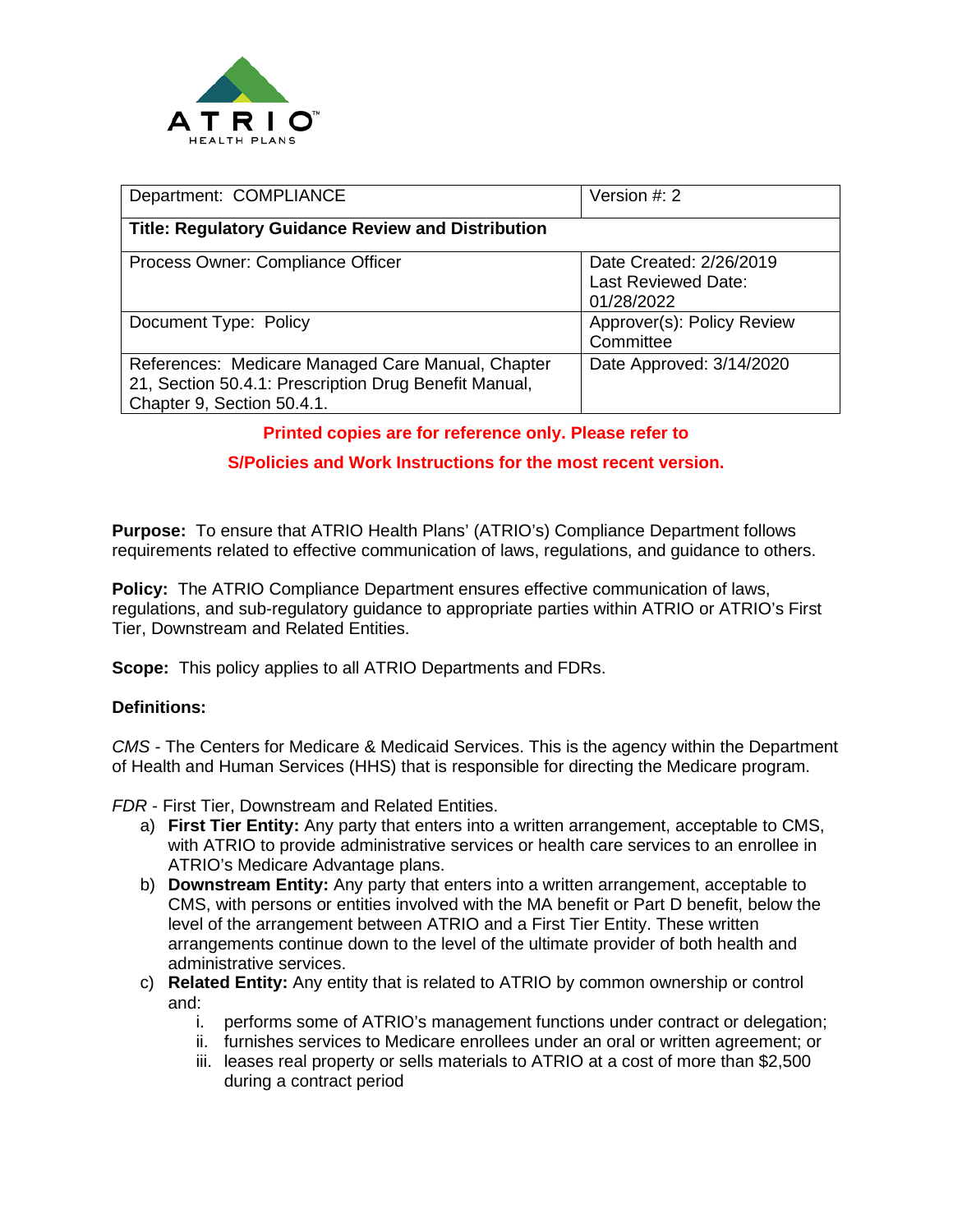| Department: COMPLIANCE | Version #: 2 |
| --- | --- |
| **Title: Regulatory Guidance Review and Distribution** | |
| Process Owner: Compliance Officer | Date Created: 2/26/2019<br>Last Reviewed Date: 01/28/2022 |
| Document Type: Policy | Approver(s): Policy Review Committee |
| References: Medicare Managed Care Manual, Chapter 21, Section 50.4.1: Prescription Drug Benefit Manual, Chapter 9, Section 50.4.1. | Date Approved: 3/14/2020 |

**Printed copies are for reference only. Please refer to S/Policies and Work Instructions for the most recent version.**

**Purpose:** To ensure that ATRIO Health Plans' (ATRIO's) Compliance Department follows requirements related to effective communication of laws, regulations, and guidance to others.

**Policy:** The ATRIO Compliance Department ensures effective communication of laws, regulations, and sub-regulatory guidance to appropriate parties within ATRIO or ATRIO's First Tier, Downstream and Related Entities.

**Scope:** This policy applies to all ATRIO Departments and FDRs.

**Definitions:**

*CMS* - The Centers for Medicare & Medicaid Services. This is the agency within the Department of Health and Human Services (HHS) that is responsible for directing the Medicare program.

*FDR* - First Tier, Downstream and Related Entities.

a) **First Tier Entity:** Any party that enters into a written arrangement, acceptable to CMS, with ATRIO to provide administrative services or health care services to an enrollee in ATRIO's Medicare Advantage plans.
b) **Downstream Entity:** Any party that enters into a written arrangement, acceptable to CMS, with persons or entities involved with the MA benefit or Part D benefit, below the level of the arrangement between ATRIO and a First Tier Entity. These written arrangements continue down to the level of the ultimate provider of both health and administrative services.
c) **Related Entity:** Any entity that is related to ATRIO by common ownership or control and:
    i. performs some of ATRIO's management functions under contract or delegation;
    ii. furnishes services to Medicare enrollees under an oral or written agreement; or
    iii. leases real property or sells materials to ATRIO at a cost of more than $2,500 during a contract period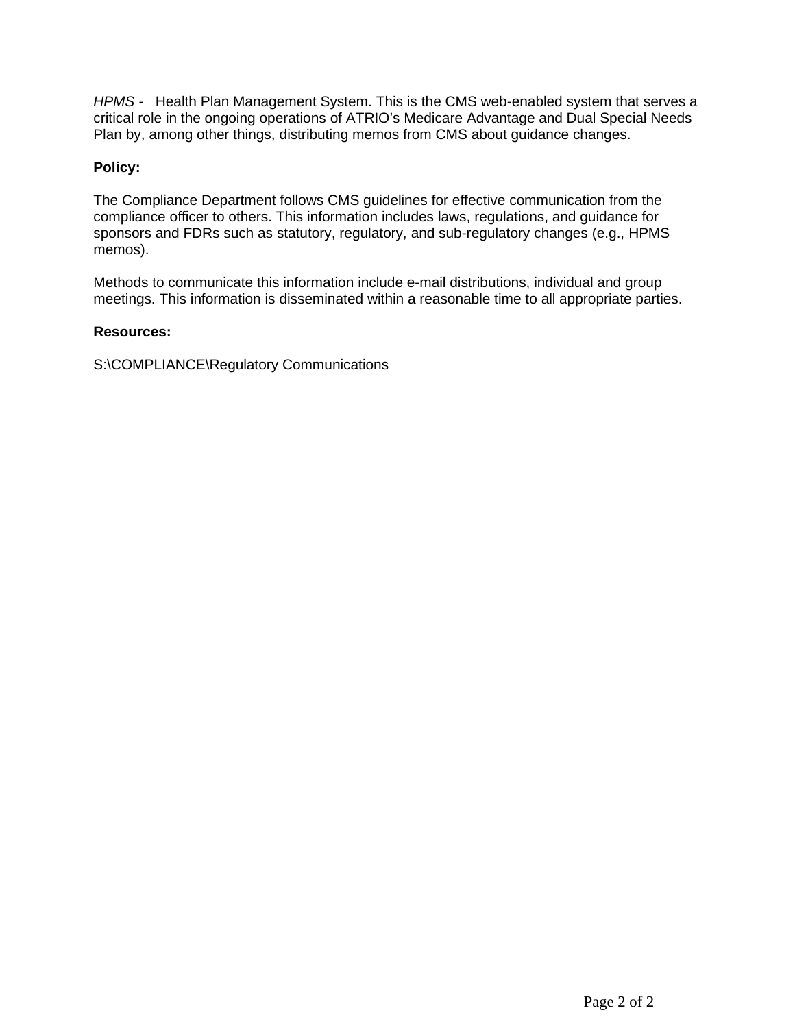*HPMS* - Health Plan Management System. This is the CMS web-enabled system that serves a critical role in the ongoing operations of ATRIO's Medicare Advantage and Dual Special Needs Plan by, among other things, distributing memos from CMS about guidance changes.

**Policy:**

The Compliance Department follows CMS guidelines for effective communication from the compliance officer to others. This information includes laws, regulations, and guidance for sponsors and FDRs such as statutory, regulatory, and sub-regulatory changes (e.g., HPMS memos).

Methods to communicate this information include e-mail distributions, individual and group meetings. This information is disseminated within a reasonable time to all appropriate parties.

**Resources:**

S:\COMPLIANCE\Regulatory Communications